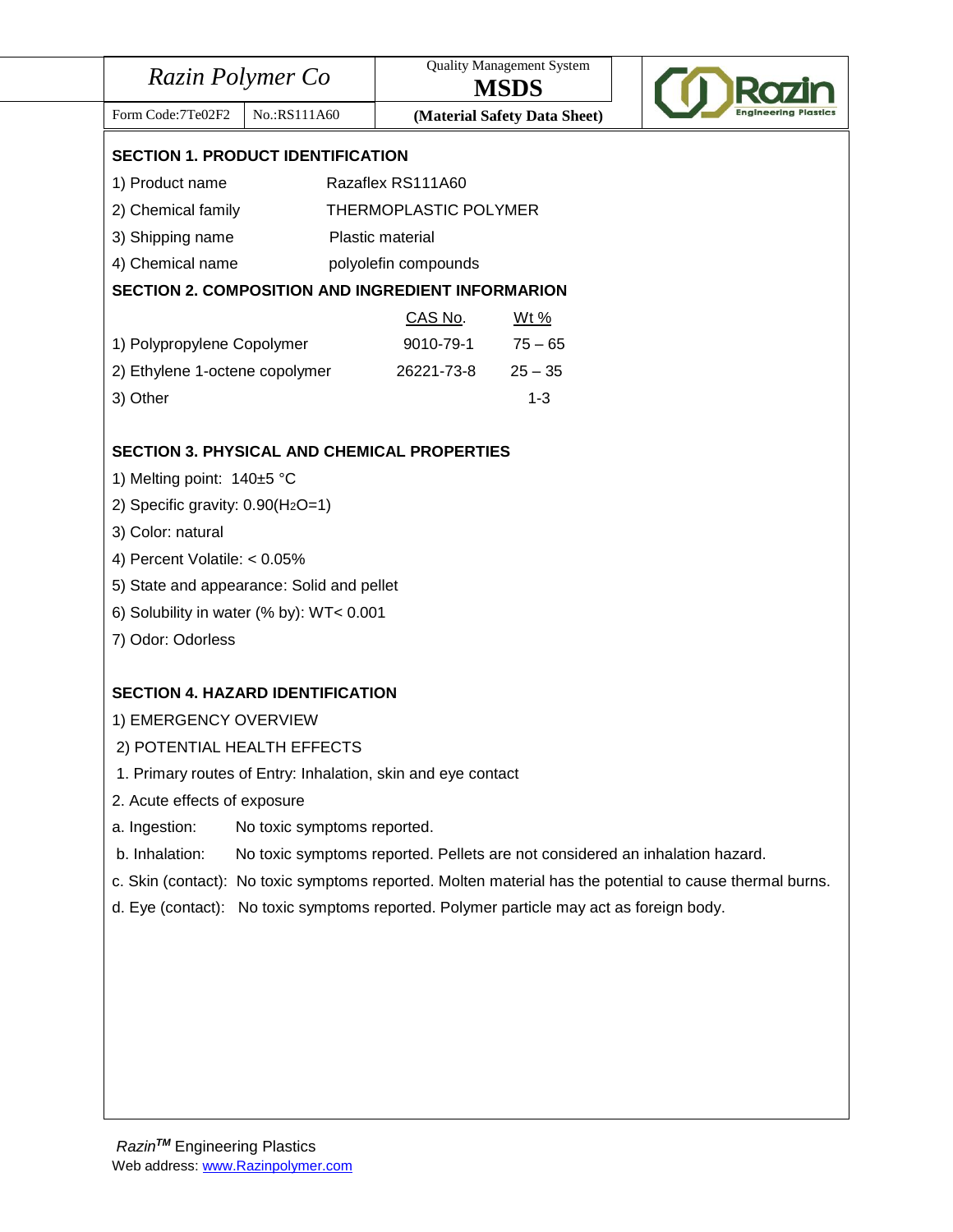| Razin Polymer Co | | Quality Management System **MSDS** |
|---|---|---|
| Form Code:7Te02F2 | No.:RS111A60 | **(Material Safety Data Sheet)** |

## SECTION 1. PRODUCT IDENTIFICATION

1) Product name Razaflex RS111A60

2) Chemical family THERMOPLASTIC POLYMER

3) Shipping name Plastic material

4) Chemical name polyolefin compounds

## SECTION 2. COMPOSITION AND INGREDIENT INFORMARION

| | CAS No. | Wt % |
|---|---|---|
| 1) Polypropylene Copolymer | 9010-79-1 | 75 – 65 |
| 2) Ethylene 1-octene copolymer | 26221-73-8 | 25 – 35 |
| 3) Other | | 1-3 |

## SECTION 3. PHYSICAL AND CHEMICAL PROPERTIES

1) Melting point: 140±5 °C

2) Specific gravity: 0.90($H_2O$=1)

3) Color: natural

4) Percent Volatile: < 0.05%

5) State and appearance: Solid and pellet

6) Solubility in water (% by): WT< 0.001

7) Odor: Odorless

## SECTION 4. HAZARD IDENTIFICATION

1) EMERGENCY OVERVIEW

2) POTENTIAL HEALTH EFFECTS

1. Primary routes of Entry: Inhalation, skin and eye contact

2. Acute effects of exposure

a. Ingestion: No toxic symptoms reported.

b. Inhalation: No toxic symptoms reported. Pellets are not considered an inhalation hazard.

c. Skin (contact): No toxic symptoms reported. Molten material has the potential to cause thermal burns.

d. Eye (contact): No toxic symptoms reported. Polymer particle may act as foreign body.

*Razin™* Engineering Plastics
Web address: www.Razinpolymer.com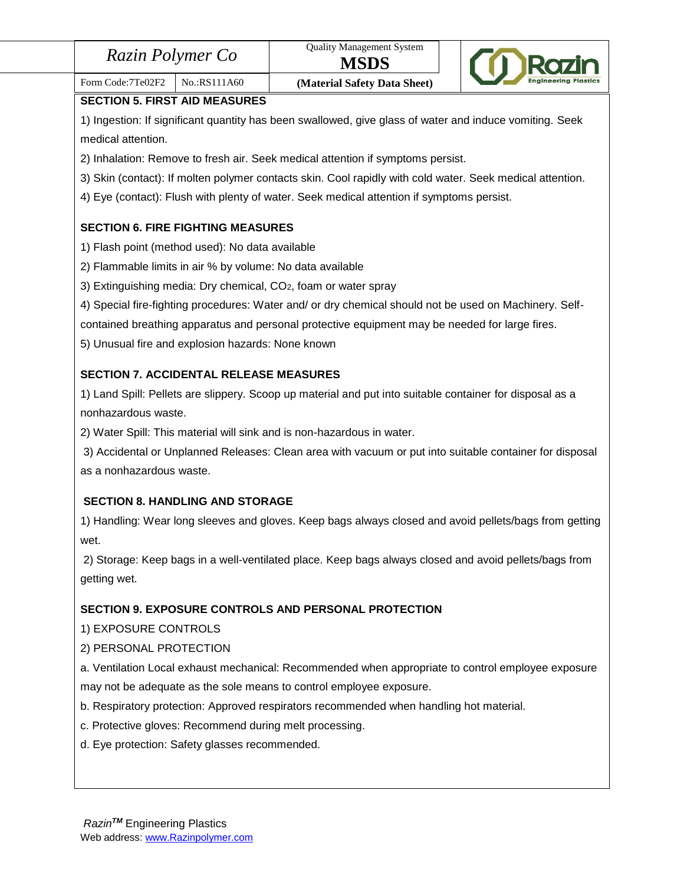## SECTION 5. FIRST AID MEASURES

1) Ingestion: If significant quantity has been swallowed, give glass of water and induce vomiting. Seek medical attention.

2) Inhalation: Remove to fresh air. Seek medical attention if symptoms persist.

3) Skin (contact): If molten polymer contacts skin. Cool rapidly with cold water. Seek medical attention.

4) Eye (contact): Flush with plenty of water. Seek medical attention if symptoms persist.

## SECTION 6. FIRE FIGHTING MEASURES

1) Flash point (method used): No data available

2) Flammable limits in air % by volume: No data available

3) Extinguishing media: Dry chemical, $CO_2$, foam or water spray

4) Special fire-fighting procedures: Water and/ or dry chemical should not be used on Machinery. Self-contained breathing apparatus and personal protective equipment may be needed for large fires.

5) Unusual fire and explosion hazards: None known

## SECTION 7. ACCIDENTAL RELEASE MEASURES

1) Land Spill: Pellets are slippery. Scoop up material and put into suitable container for disposal as a nonhazardous waste.

2) Water Spill: This material will sink and is non-hazardous in water.

3) Accidental or Unplanned Releases: Clean area with vacuum or put into suitable container for disposal as a nonhazardous waste.

## SECTION 8. HANDLING AND STORAGE

1) Handling: Wear long sleeves and gloves. Keep bags always closed and avoid pellets/bags from getting wet.

2) Storage: Keep bags in a well-ventilated place. Keep bags always closed and avoid pellets/bags from getting wet.

## SECTION 9. EXPOSURE CONTROLS AND PERSONAL PROTECTION

1) EXPOSURE CONTROLS

2) PERSONAL PROTECTION

a. Ventilation Local exhaust mechanical: Recommended when appropriate to control employee exposure may not be adequate as the sole means to control employee exposure.

b. Respiratory protection: Approved respirators recommended when handling hot material.

c. Protective gloves: Recommend during melt processing.

d. Eye protection: Safety glasses recommended.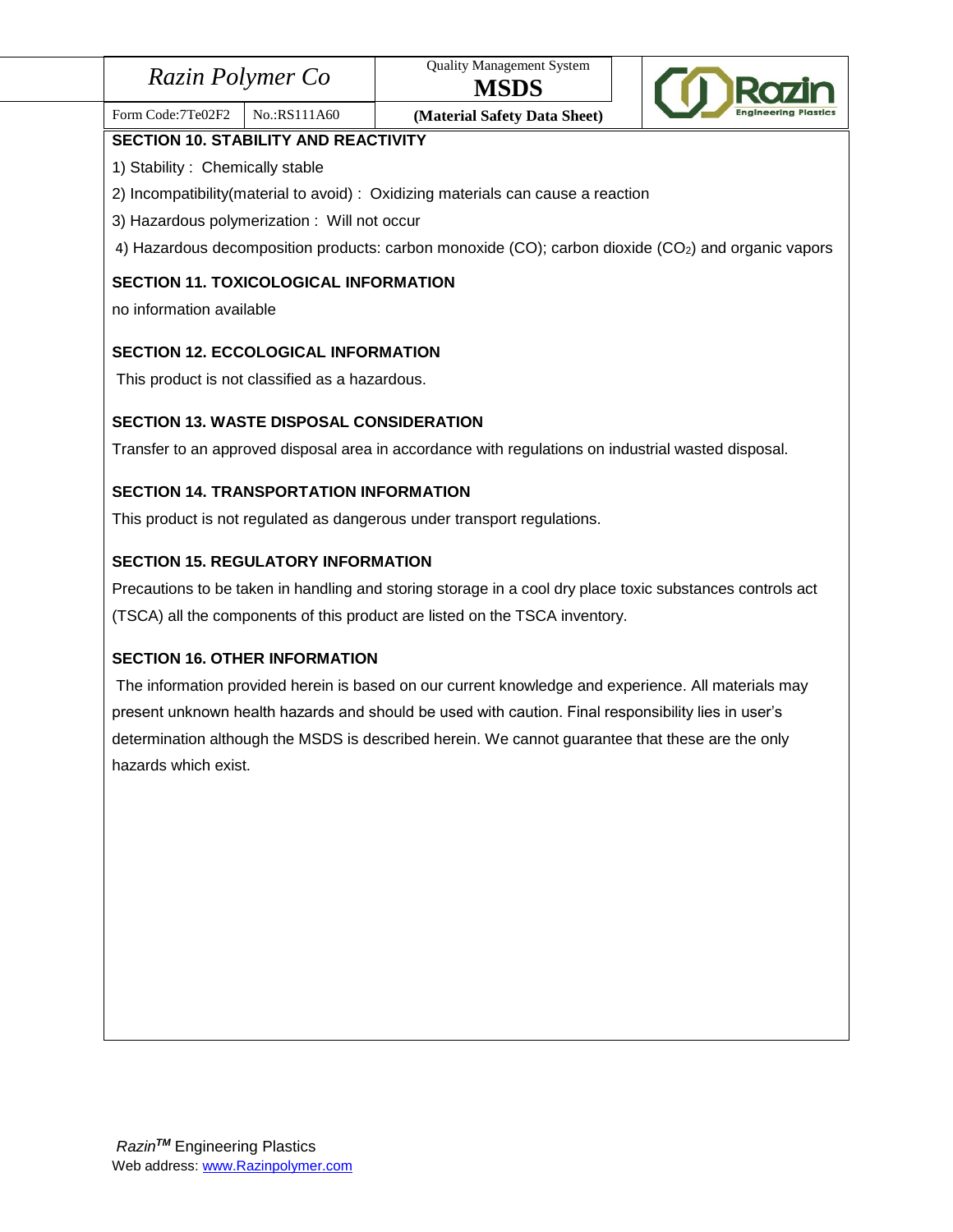## SECTION 10. STABILITY AND REACTIVITY

1) Stability : Chemically stable

2) Incompatibility(material to avoid) : Oxidizing materials can cause a reaction

3) Hazardous polymerization : Will not occur

4) Hazardous decomposition products: carbon monoxide (CO); carbon dioxide ($CO_2$) and organic vapors

## SECTION 11. TOXICOLOGICAL INFORMATION

no information available

## SECTION 12. ECCOLOGICAL INFORMATION

This product is not classified as a hazardous.

## SECTION 13. WASTE DISPOSAL CONSIDERATION

Transfer to an approved disposal area in accordance with regulations on industrial wasted disposal.

## SECTION 14. TRANSPORTATION INFORMATION

This product is not regulated as dangerous under transport regulations.

## SECTION 15. REGULATORY INFORMATION

Precautions to be taken in handling and storing storage in a cool dry place toxic substances controls act (TSCA) all the components of this product are listed on the TSCA inventory.

## SECTION 16. OTHER INFORMATION

The information provided herein is based on our current knowledge and experience. All materials may present unknown health hazards and should be used with caution. Final responsibility lies in user's determination although the MSDS is described herein. We cannot guarantee that these are the only hazards which exist.